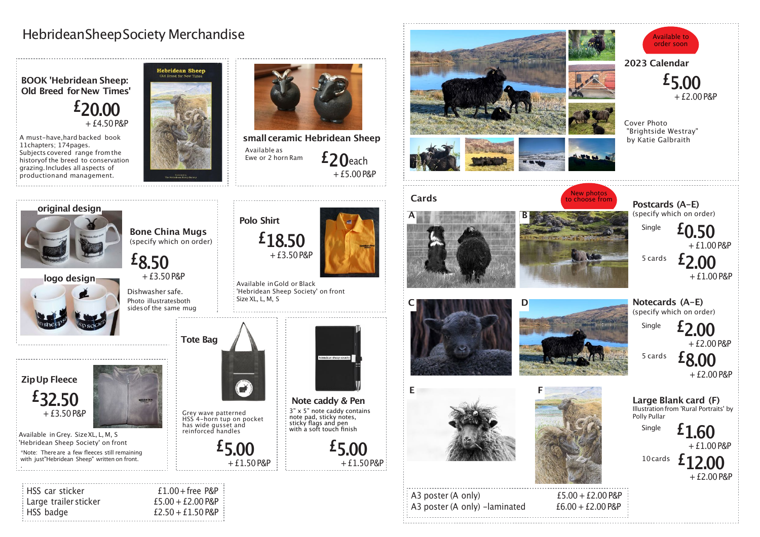# Hebridean Sheep Society Merchandise

## BOOK 'Hebridean Sheep: Old Breed for New Times'

**£20.00**
+ £4.50 P&P

A must-have, hard backed book 11 chapters; 174 pages. Subjects covered range from the history of the breed to conservation grazing. Includes all aspects of production and management.

## small ceramic Hebridean Sheep

Available as Ewe or 2 horn Ram

**£20 each**
+ £5.00 P&P

## Bone China Mugs

(specify which on order)

original design

logo design

**£8.50**
+ £3.50 P&P

Dishwasher safe.
Photo illustrates both sides of the same mug

## Polo Shirt

**£18.50**
+ £3.50 P&P

Available in Gold or Black
'Hebridean Sheep Society' on front
Size XL, L, M, S

## Zip Up Fleece

**£32.50**
+ £3.50 P&P

Available in Grey. Size XL, L, M, S
'Hebridean Sheep Society' on front
*Note: There are a few fleeces still remaining with just "Hebridean Sheep" written on front.

## Tote Bag

Grey wave patterned HSS 4-horn tup on pocket has wide gusset and reinforced handles

**£5.00**
+ £1.50 P&P

## Note caddy & Pen

3" x 5" note caddy contains note pad, sticky notes, sticky flags and pen with a soft touch finish

**£5.00**
+ £1.50 P&P

| | |
|---|---|
| HSS car sticker | £1.00 + free P&P |
| Large trailer sticker | £5.00 + £2.00 P&P |
| HSS badge | £2.50 + £1.50 P&P |

## 2023 Calendar

Available to order soon

**£5.00**
+ £2.00 P&P

Cover Photo "Brightside Westray" by Katie Galbraith

## Cards

New photos to choose from

A B C D E F

### Postcards (A-E)

(specify which on order)

Single **£0.50** + £1.00 P&P

5 cards **£2.00** + £1.00 P&P

### Notecards (A-E)

(specify which on order)

Single **£2.00** + £2.00 P&P

5 cards **£8.00** + £2.00 P&P

### Large Blank card (F)

Illustration from 'Rural Portraits' by Polly Pullar

Single **£1.60** + £1.00 P&P

10 cards **£12.00** + £2.00 P&P

| | |
|---|---|
| A3 poster (A only) | £5.00 + £2.00 P&P |
| A3 poster (A only) -laminated | £6.00 + £2.00 P&P |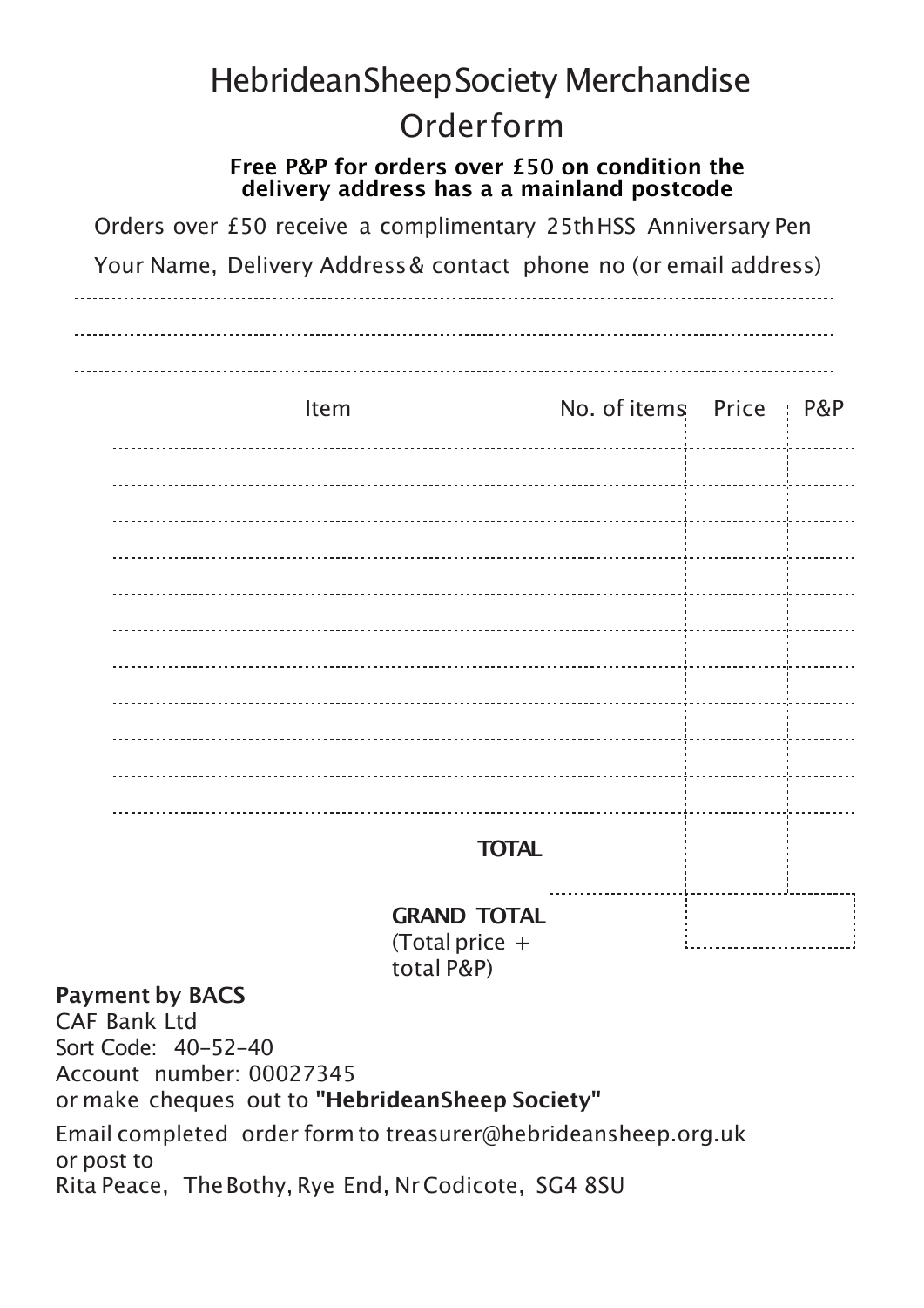# HebrideanSheepSociety Merchandise

## Orderform

**Free P&P for orders over £50 on condition the delivery address has a a mainland postcode**

Orders over £50 receive a complimentary 25thHSS Anniversary Pen

Your Name, Delivery Address& contact phone no (or email address)

..............................................................................................................................

..............................................................................................................................

..............................................................................................................................

| Item | No. of items | Price | P&P |
|---|---|---|---|
| | | | |
| | | | |
| | | | |
| | | | |
| | | | |
| | | | |
| | | | |
| | | | |
| | | | |
| | | | |
| **TOTAL** | | | |

**GRAND TOTAL**
(Total price + total P&P)

**Payment by BACS**
CAF Bank Ltd
Sort Code: 40-52-40
Account number: 00027345
or make cheques out to **"HebrideanSheep Society"**

Email completed order form to treasurer@hebrideansheep.org.uk
or post to
Rita Peace, TheBothy, Rye End, NrCodicote, SG4 8SU